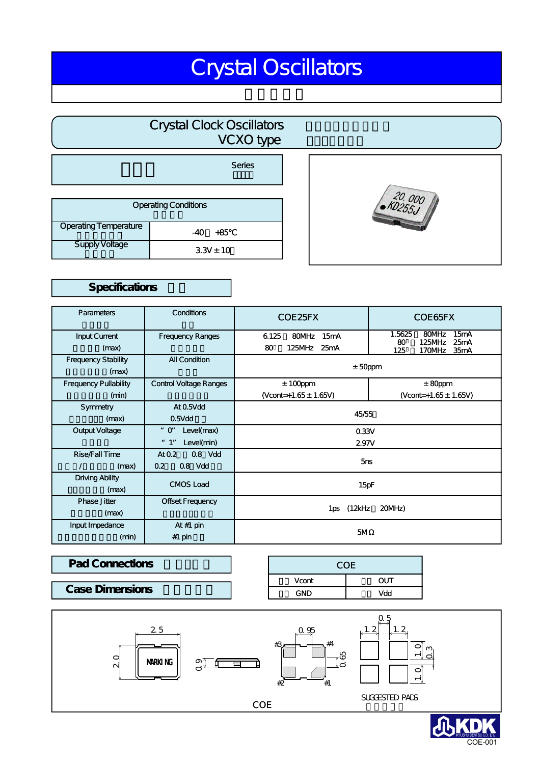# Crystal Oscillators

## Crystal Clock Oscillators VCXO type

Series

| Operating Conditions | |
|---|---|
| Operating Temperature | -40 +85℃ |
| Supply Voltage | 3.3V±10 |

## Specifications

| Parameters | Conditions | COE25FX | COE65FX |
|---|---|---|---|
| Input Current (max) | Frequency Ranges | 6.125 80MHz 15mA<br>80 125MHz 25mA | 1.5625 80MHz 15mA<br>80 125MHz 25mA<br>125 170MHz 35mA |
| Frequency Stability (max) | All Condition | ±50ppm | |
| Frequency Pullability (min) | Control Voltage Ranges | ±100ppm (Vcont=+1.65±1.65V) | ±80ppm (Vcont=+1.65±1.65V) |
| Symmetry (max) | At 0.5Vdd<br>0.5Vdd | 45/55 | |
| Output Voltage | "0" Level(max)<br>"1" Level(min) | 0.33V<br>2.97V | |
| Rise/Fall Time / (max) | At 0.2 0.8 Vdd<br>0.2 0.8 Vdd | 5ns | |
| Driving Ability (max) | CMOS Load | 15pF | |
| Phase Jitter (max) | Offset Frequency | 1ps (12kHz 20MHz) | |
| Input Impedance (min) | At #1 pin<br>#1 pin | 5MΩ | |

## Pad Connections

## Case Dimensions

| COE | |
|---|---|
| Vcont | OUT |
| GND | Vdd |

2.5 × 2.0, height 0.9, 0.95, 0.65; MARKING; #1 #2 #3 #4

SUGGESTED PADS: 0.5, 1.2, 1.2, 1.0, 0.3, 1.0

COE

KDK KYUSHU DENTSU CO., LTD.

COE-001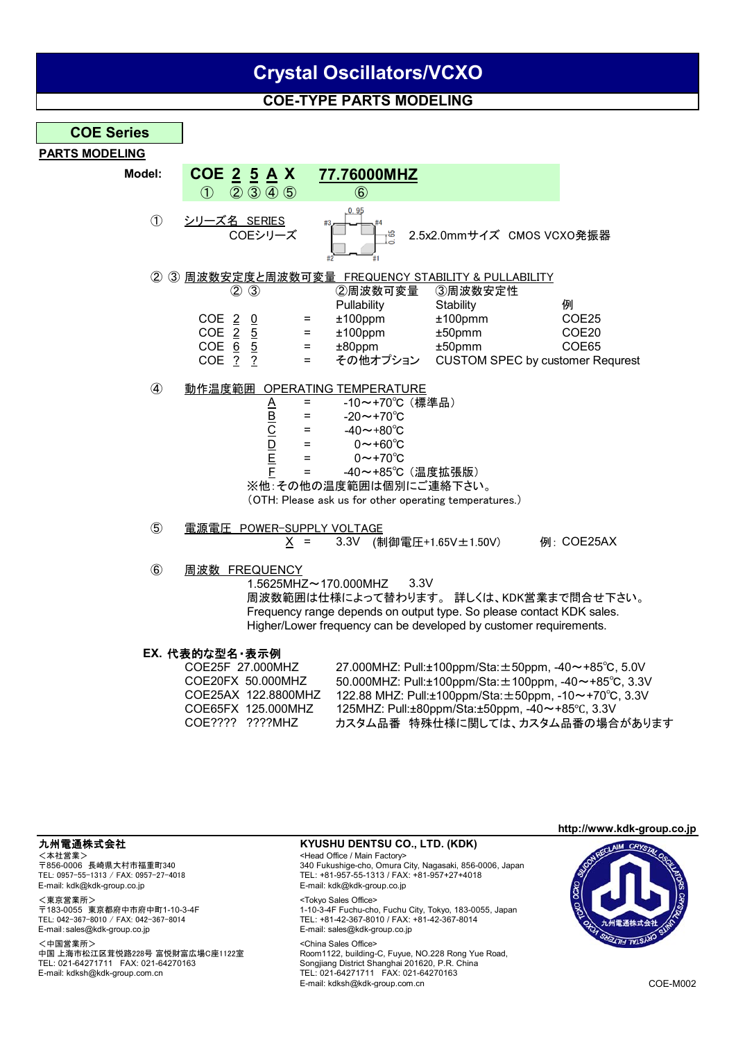# Crystal Oscillators/VCXO

## COE-TYPE PARTS MODELING

### COE Series

**PARTS MODELING**

**Model:** **COE 2 5 A X　77.76000MHZ**
①　②③④⑤　⑥

① シリーズ名　SERIES
COEシリーズ
0.95　#3　#4　0.65　#2　#1
2.5x2.0mmサイズ　CMOS VCXO発振器

② ③ 周波数安定度と周波数可変量　FREQUENCY STABILITY & PULLABILITY

| ② ③ | | ②周波数可変量 Pullability | ③周波数安定性 Stability | 例 |
|---|---|---|---|---|
| COE 2 0 | = | ±100ppm | ±100pmm | COE25 |
| COE 2 5 | = | ±100ppm | ±50pmm | COE20 |
| COE 6 5 | = | ±80ppm | ±50pmm | COE65 |
| COE ? ? | = | その他オプション | CUSTOM SPEC by customer Requrest | |

④ 動作温度範囲　OPERATING TEMPERATURE

| | | |
|---|---|---|
| A | = | -10～+70℃（標準品） |
| B | = | -20～+70℃ |
| C | = | -40～+80℃ |
| D | = | 0～+60℃ |
| E | = | 0～+70℃ |
| F | = | -40～+85℃（温度拡張版） |

※他：その他の温度範囲は個別にご連絡下さい。
（OTH: Please ask us for other operating temperatures.）

⑤ 電源電圧　POWER-SUPPLY VOLTAGE
X　=　3.3V　(制御電圧+1.65V±1.50V)　　例：COE25AX

⑥ 周波数　FREQUENCY
1.5625MHZ～170.000MHZ　　3.3V
周波数範囲は仕様によって替わります。 詳しくは、KDK営業まで問合せ下さい。
Frequency range depends on output type. So please contact KDK sales.
Higher/Lower frequency can be developed by customer requirements.

**EX. 代表的な型名・表示例**

| | |
|---|---|
| COE25F 27.000MHZ | 27.000MHZ: Pull:±100ppm/Sta:±50ppm, -40～+85℃, 5.0V |
| COE20FX 50.000MHZ | 50.000MHZ: Pull:±100ppm/Sta:±100ppm, -40～+85℃, 3.3V |
| COE25AX 122.8800MHZ | 122.88 MHZ: Pull:±100ppm/Sta:±50ppm, -10～+70℃, 3.3V |
| COE65FX 125.000MHZ | 125MHZ: Pull:±80ppm/Sta:±50ppm, -40～+85℃, 3.3V |
| COE???? ????MHZ | カスタム品番　特殊仕様に関しては、カスタム品番の場合があります |

http://www.kdk-group.co.jp

**九州電通株式会社**
＜本社営業＞
〒856-0006　長崎県大村市福重町340
TEL: 0957-55-1313 / FAX: 0957-27-4018
E-mail: kdk@kdk-group.co.jp

＜東京営業所＞
〒183-0055　東京都府中市府中町1-10-3-4F
TEL: 042-367-8010 / FAX: 042-367-8014
E-mail: sales@kdk-group.co.jp

＜中国営業所＞
中国 上海市松江区茸悦路228号 富悦財富広場C座1122室
TEL: 021-64271711　FAX: 021-64270163
E-mail: kdksh@kdk-group.com.cn

**KYUSHU DENTSU CO., LTD. (KDK)**
<Head Office / Main Factory>
340 Fukushige-cho, Omura City, Nagasaki, 856-0006, Japan
TEL: +81-957-55-1313 / FAX: +81-957+27+4018
E-mail: kdk@kdk-group.co.jp

<Tokyo Sales Office>
1-10-3-4F Fuchu-cho, Fuchu City, Tokyo, 183-0055, Japan
TEL: +81-42-367-8010 / FAX: +81-42-367-8014
E-mail: sales@kdk-group.co.jp

<China Sales Office>
Room1122, building-C, Fuyue, NO.228 Rong Yue Road,
Songjiang District Shanghai 201620, P.R. China
TEL: 021-64271711　FAX: 021-64270163
E-mail: kdksh@kdk-group.com.cn

SILICON RECLAIM CRYSTAL OSCILLATORS CRYSTAL UNITS CRYSTAL FILTERS VCXO TCXO OCXO 九州電通株式会社

COE-M002